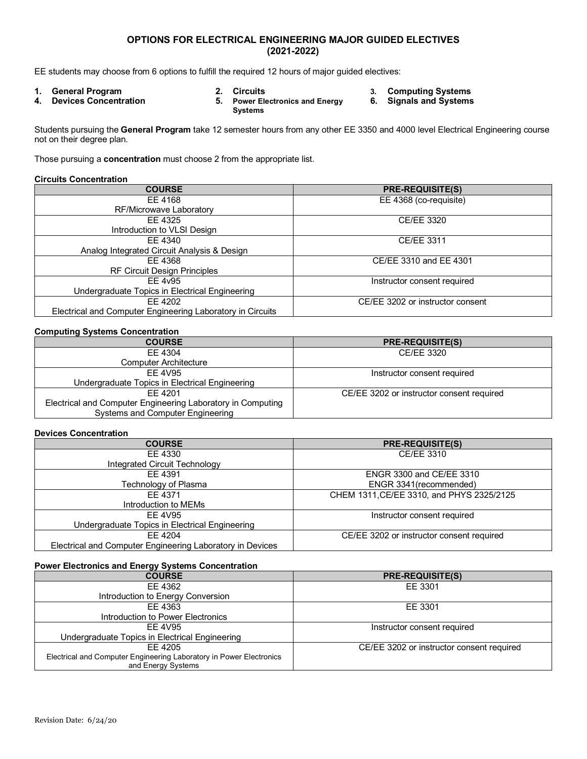# OPTIONS FOR ELECTRICAL ENGINEERING MAJOR GUIDED ELECTIVES (2021-2022)

EE students may choose from 6 options to fulfill the required 12 hours of major guided electives:

1. **General Program**
2. **Circuits**
3. **Computing Systems**
4. **Devices Concentration**
5. **Power Electronics and Energy Systems**
6. **Signals and Systems**

Students pursuing the **General Program** take 12 semester hours from any other EE 3350 and 4000 level Electrical Engineering course not on their degree plan.

Those pursuing a **concentration** must choose 2 from the appropriate list.

**Circuits Concentration**

| COURSE | PRE-REQUISITE(S) |
|---|---|
| EE 4168<br>RF/Microwave Laboratory | EE 4368 (co-requisite) |
| EE 4325<br>Introduction to VLSI Design | CE/EE 3320 |
| EE 4340<br>Analog Integrated Circuit Analysis & Design | CE/EE 3311 |
| EE 4368<br>RF Circuit Design Principles | CE/EE 3310 and EE 4301 |
| EE 4v95<br>Undergraduate Topics in Electrical Engineering | Instructor consent required |
| EE 4202<br>Electrical and Computer Engineering Laboratory in Circuits | CE/EE 3202 or instructor consent |

**Computing Systems Concentration**

| COURSE | PRE-REQUISITE(S) |
|---|---|
| EE 4304<br>Computer Architecture | CE/EE 3320 |
| EE 4V95<br>Undergraduate Topics in Electrical Engineering | Instructor consent required |
| EE 4201<br>Electrical and Computer Engineering Laboratory in Computing Systems and Computer Engineering | CE/EE 3202 or instructor consent required |

**Devices Concentration**

| COURSE | PRE-REQUISITE(S) |
|---|---|
| EE 4330<br>Integrated Circuit Technology | CE/EE 3310 |
| EE 4391<br>Technology of Plasma | ENGR 3300 and CE/EE 3310<br>ENGR 3341(recommended) |
| EE 4371<br>Introduction to MEMs | CHEM 1311,CE/EE 3310, and PHYS 2325/2125 |
| EE 4V95<br>Undergraduate Topics in Electrical Engineering | Instructor consent required |
| EE 4204<br>Electrical and Computer Engineering Laboratory in Devices | CE/EE 3202 or instructor consent required |

**Power Electronics and Energy Systems Concentration**

| COURSE | PRE-REQUISITE(S) |
|---|---|
| EE 4362<br>Introduction to Energy Conversion | EE 3301 |
| EE 4363<br>Introduction to Power Electronics | EE 3301 |
| EE 4V95<br>Undergraduate Topics in Electrical Engineering | Instructor consent required |
| EE 4205<br>Electrical and Computer Engineering Laboratory in Power Electronics and Energy Systems | CE/EE 3202 or instructor consent required |

Revision Date: 6/24/20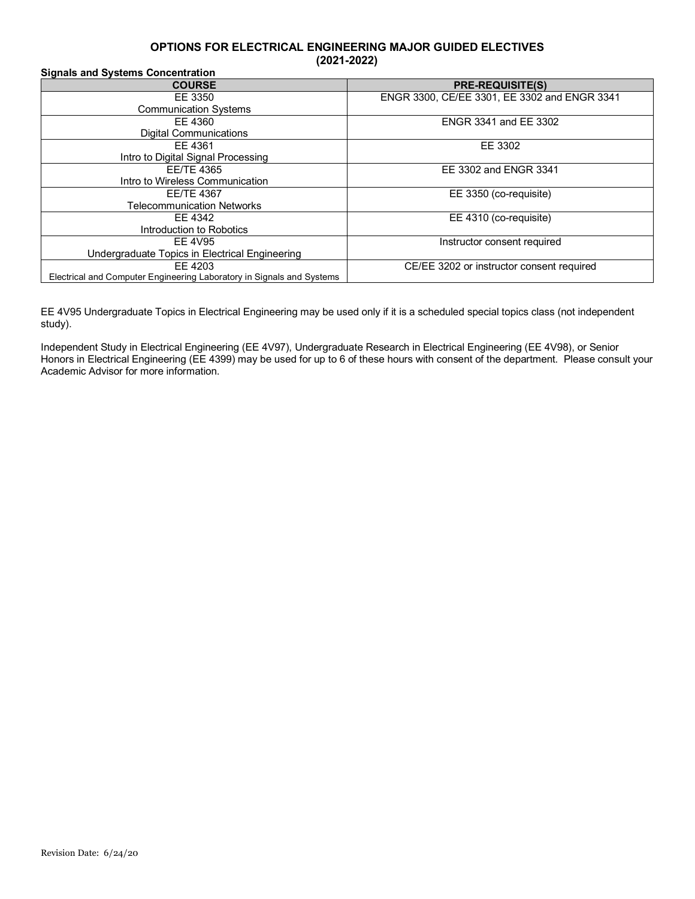# OPTIONS FOR ELECTRICAL ENGINEERING MAJOR GUIDED ELECTIVES (2021-2022)

**Signals and Systems Concentration**

| COURSE | PRE-REQUISITE(S) |
|---|---|
| EE 3350 Communication Systems | ENGR 3300, CE/EE 3301, EE 3302 and ENGR 3341 |
| EE 4360 Digital Communications | ENGR 3341 and EE 3302 |
| EE 4361 Intro to Digital Signal Processing | EE 3302 |
| EE/TE 4365 Intro to Wireless Communication | EE 3302 and ENGR 3341 |
| EE/TE 4367 Telecommunication Networks | EE 3350 (co-requisite) |
| EE 4342 Introduction to Robotics | EE 4310 (co-requisite) |
| EE 4V95 Undergraduate Topics in Electrical Engineering | Instructor consent required |
| EE 4203 Electrical and Computer Engineering Laboratory in Signals and Systems | CE/EE 3202 or instructor consent required |

EE 4V95 Undergraduate Topics in Electrical Engineering may be used only if it is a scheduled special topics class (not independent study).

Independent Study in Electrical Engineering (EE 4V97), Undergraduate Research in Electrical Engineering (EE 4V98), or Senior Honors in Electrical Engineering (EE 4399) may be used for up to 6 of these hours with consent of the department. Please consult your Academic Advisor for more information.

Revision Date: 6/24/20